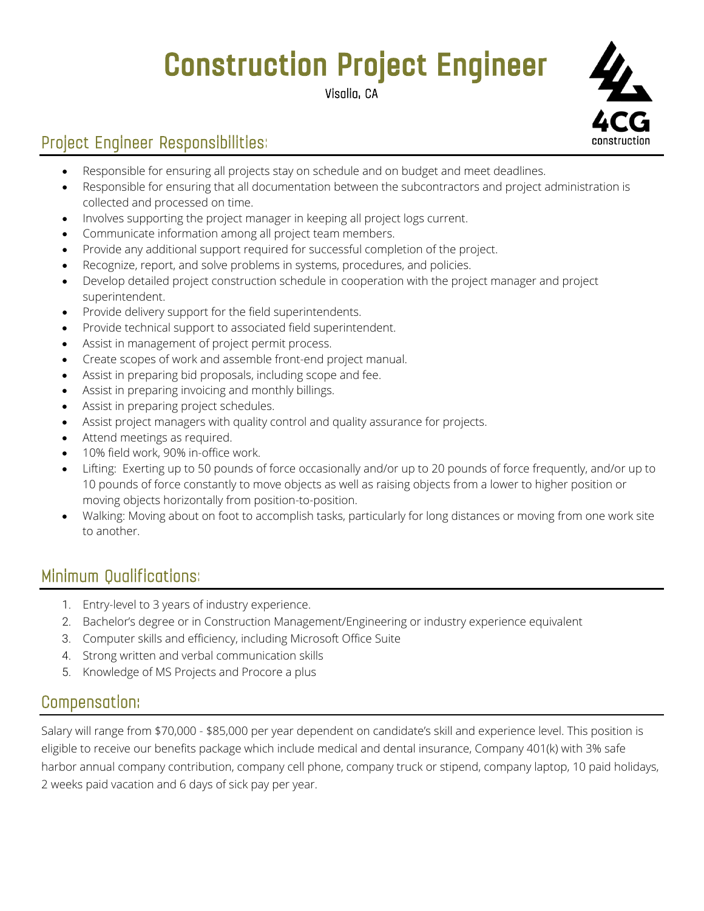# Construction Project Engineer

Visalia, CA

4CG construction

## Project Engineer Responsibilities:

- Responsible for ensuring all projects stay on schedule and on budget and meet deadlines.
- Responsible for ensuring that all documentation between the subcontractors and project administration is collected and processed on time.
- Involves supporting the project manager in keeping all project logs current.
- Communicate information among all project team members.
- Provide any additional support required for successful completion of the project.
- Recognize, report, and solve problems in systems, procedures, and policies.
- Develop detailed project construction schedule in cooperation with the project manager and project superintendent.
- Provide delivery support for the field superintendents.
- Provide technical support to associated field superintendent.
- Assist in management of project permit process.
- Create scopes of work and assemble front-end project manual.
- Assist in preparing bid proposals, including scope and fee.
- Assist in preparing invoicing and monthly billings.
- Assist in preparing project schedules.
- Assist project managers with quality control and quality assurance for projects.
- Attend meetings as required.
- 10% field work, 90% in-office work.
- Lifting: Exerting up to 50 pounds of force occasionally and/or up to 20 pounds of force frequently, and/or up to 10 pounds of force constantly to move objects as well as raising objects from a lower to higher position or moving objects horizontally from position-to-position.
- Walking: Moving about on foot to accomplish tasks, particularly for long distances or moving from one work site to another.

## Minimum Qualifications:

1. Entry-level to 3 years of industry experience.
2. Bachelor's degree or in Construction Management/Engineering or industry experience equivalent
3. Computer skills and efficiency, including Microsoft Office Suite
4. Strong written and verbal communication skills
5. Knowledge of MS Projects and Procore a plus

## Compensation:

Salary will range from $70,000 - $85,000 per year dependent on candidate's skill and experience level. This position is eligible to receive our benefits package which include medical and dental insurance, Company 401(k) with 3% safe harbor annual company contribution, company cell phone, company truck or stipend, company laptop, 10 paid holidays, 2 weeks paid vacation and 6 days of sick pay per year.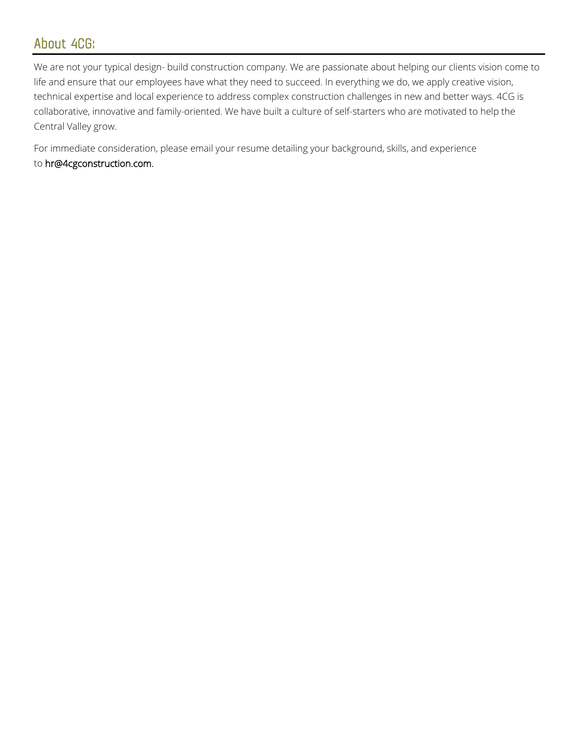## About 4CG:

We are not your typical design- build construction company. We are passionate about helping our clients vision come to life and ensure that our employees have what they need to succeed. In everything we do, we apply creative vision, technical expertise and local experience to address complex construction challenges in new and better ways. 4CG is collaborative, innovative and family-oriented. We have built a culture of self-starters who are motivated to help the Central Valley grow.

For immediate consideration, please email your resume detailing your background, skills, and experience to hr@4cgconstruction.com.